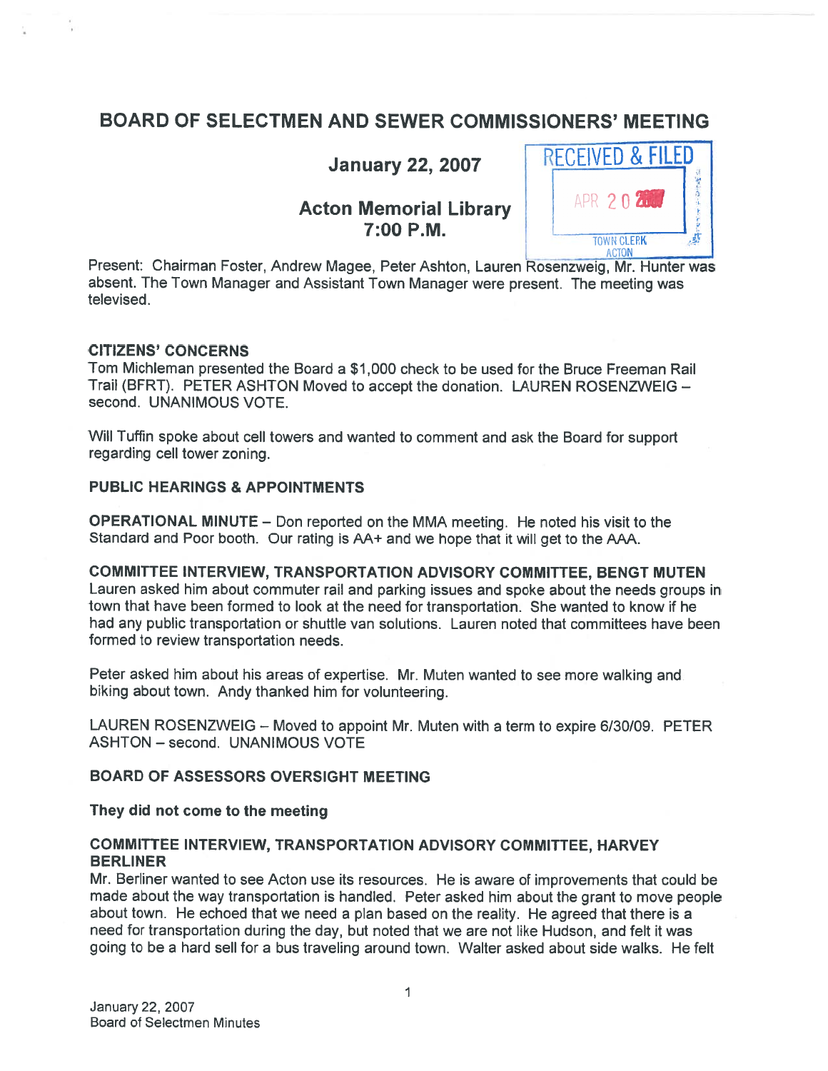# BOARD OF SELECTMEN AND SEWER COMMISSIONERS' MEETING

**January 22, 2007**

**Acton Memorial Library**
**7:00 P.M.**

RECEIVED & FILED
APR 20 2007
TOWN CLERK
ACTON

Present: Chairman Foster, Andrew Magee, Peter Ashton, Lauren Rosenzweig, Mr. Hunter was absent. The Town Manager and Assistant Town Manager were present. The meeting was televised.

**CITIZENS' CONCERNS**

Tom Michleman presented the Board a $1,000 check to be used for the Bruce Freeman Rail Trail (BFRT). PETER ASHTON Moved to accept the donation. LAUREN ROSENZWEIG – second. UNANIMOUS VOTE.

Will Tuffin spoke about cell towers and wanted to comment and ask the Board for support regarding cell tower zoning.

**PUBLIC HEARINGS & APPOINTMENTS**

**OPERATIONAL MINUTE** – Don reported on the MMA meeting. He noted his visit to the Standard and Poor booth. Our rating is AA+ and we hope that it will get to the AAA.

**COMMITTEE INTERVIEW, TRANSPORTATION ADVISORY COMMITTEE, BENGT MUTEN**

Lauren asked him about commuter rail and parking issues and spoke about the needs groups in town that have been formed to look at the need for transportation. She wanted to know if he had any public transportation or shuttle van solutions. Lauren noted that committees have been formed to review transportation needs.

Peter asked him about his areas of expertise. Mr. Muten wanted to see more walking and biking about town. Andy thanked him for volunteering.

LAUREN ROSENZWEIG – Moved to appoint Mr. Muten with a term to expire 6/30/09. PETER ASHTON – second. UNANIMOUS VOTE

**BOARD OF ASSESSORS OVERSIGHT MEETING**

**They did not come to the meeting**

**COMMITTEE INTERVIEW, TRANSPORTATION ADVISORY COMMITTEE, HARVEY BERLINER**

Mr. Berliner wanted to see Acton use its resources. He is aware of improvements that could be made about the way transportation is handled. Peter asked him about the grant to move people about town. He echoed that we need a plan based on the reality. He agreed that there is a need for transportation during the day, but noted that we are not like Hudson, and felt it was going to be a hard sell for a bus traveling around town. Walter asked about side walks. He felt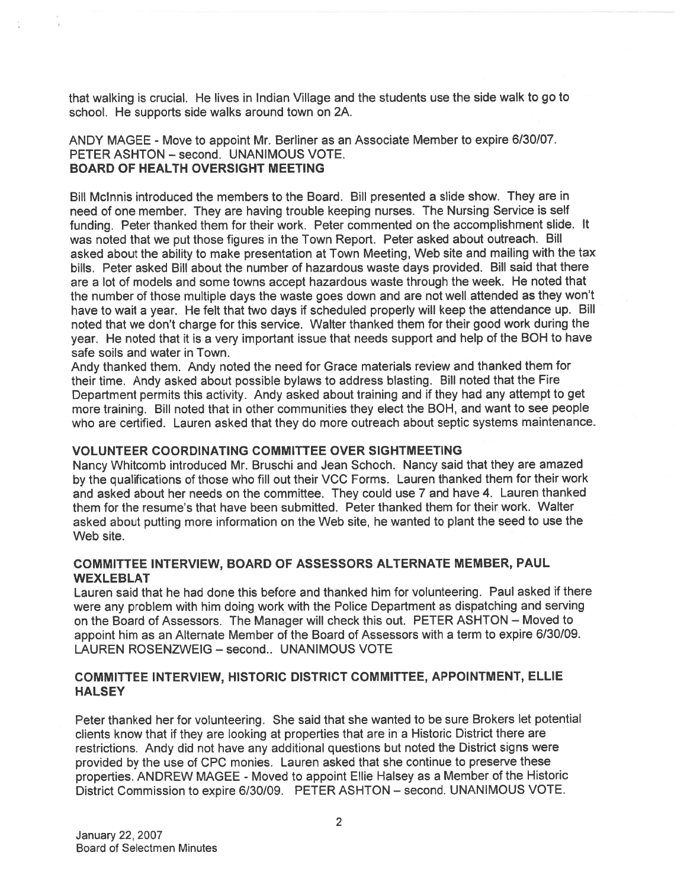that walking is crucial. He lives in Indian Village and the students use the side walk to go to school. He supports side walks around town on 2A.

ANDY MAGEE - Move to appoint Mr. Berliner as an Associate Member to expire 6/30/07. PETER ASHTON – second. UNANIMOUS VOTE.

**BOARD OF HEALTH OVERSIGHT MEETING**

Bill McInnis introduced the members to the Board. Bill presented a slide show. They are in need of one member. They are having trouble keeping nurses. The Nursing Service is self funding. Peter thanked them for their work. Peter commented on the accomplishment slide. It was noted that we put those figures in the Town Report. Peter asked about outreach. Bill asked about the ability to make presentation at Town Meeting, Web site and mailing with the tax bills. Peter asked Bill about the number of hazardous waste days provided. Bill said that there are a lot of models and some towns accept hazardous waste through the week. He noted that the number of those multiple days the waste goes down and are not well attended as they won't have to wait a year. He felt that two days if scheduled properly will keep the attendance up. Bill noted that we don't charge for this service. Walter thanked them for their good work during the year. He noted that it is a very important issue that needs support and help of the BOH to have safe soils and water in Town.
Andy thanked them. Andy noted the need for Grace materials review and thanked them for their time. Andy asked about possible bylaws to address blasting. Bill noted that the Fire Department permits this activity. Andy asked about training and if they had any attempt to get more training. Bill noted that in other communities they elect the BOH, and want to see people who are certified. Lauren asked that they do more outreach about septic systems maintenance.

**VOLUNTEER COORDINATING COMMITTEE OVER SIGHTMEETING**

Nancy Whitcomb introduced Mr. Bruschi and Jean Schoch. Nancy said that they are amazed by the qualifications of those who fill out their VCC Forms. Lauren thanked them for their work and asked about her needs on the committee. They could use 7 and have 4. Lauren thanked them for the resume's that have been submitted. Peter thanked them for their work. Walter asked about putting more information on the Web site, he wanted to plant the seed to use the Web site.

**COMMITTEE INTERVIEW, BOARD OF ASSESSORS ALTERNATE MEMBER, PAUL WEXLEBLAT**

Lauren said that he had done this before and thanked him for volunteering. Paul asked if there were any problem with him doing work with the Police Department as dispatching and serving on the Board of Assessors. The Manager will check this out. PETER ASHTON – Moved to appoint him as an Alternate Member of the Board of Assessors with a term to expire 6/30/09. LAUREN ROSENZWEIG – second.. UNANIMOUS VOTE

**COMMITTEE INTERVIEW, HISTORIC DISTRICT COMMITTEE, APPOINTMENT, ELLIE HALSEY**

Peter thanked her for volunteering. She said that she wanted to be sure Brokers let potential clients know that if they are looking at properties that are in a Historic District there are restrictions. Andy did not have any additional questions but noted the District signs were provided by the use of CPC monies. Lauren asked that she continue to preserve these properties. ANDREW MAGEE - Moved to appoint Ellie Halsey as a Member of the Historic District Commission to expire 6/30/09. PETER ASHTON – second. UNANIMOUS VOTE.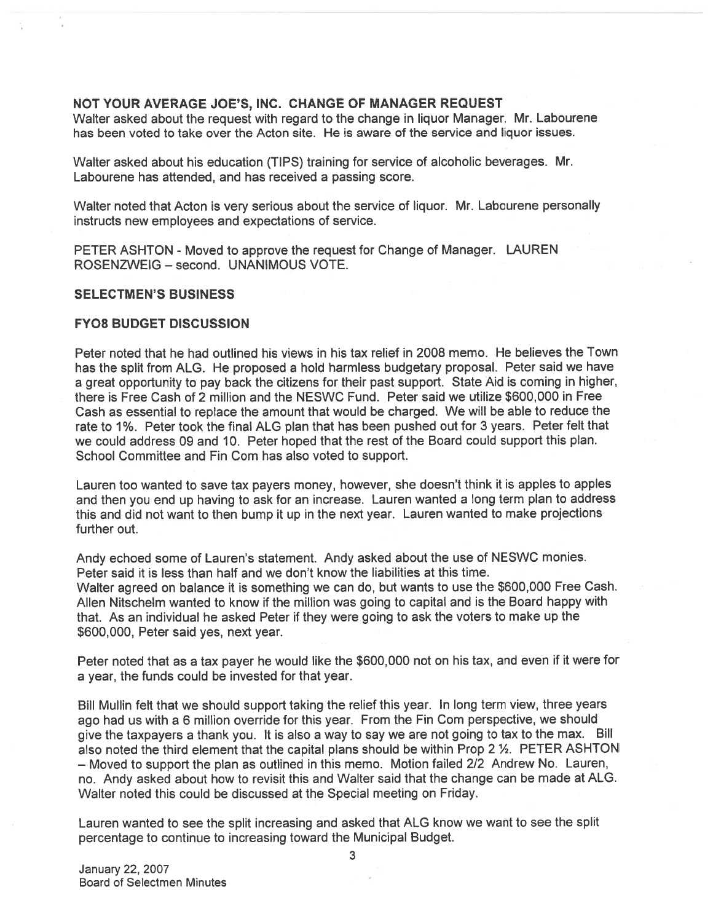## NOT YOUR AVERAGE JOE'S, INC. CHANGE OF MANAGER REQUEST

Walter asked about the request with regard to the change in liquor Manager. Mr. Labourene has been voted to take over the Acton site. He is aware of the service and liquor issues.

Walter asked about his education (TIPS) training for service of alcoholic beverages. Mr. Labourene has attended, and has received a passing score.

Walter noted that Acton is very serious about the service of liquor. Mr. Labourene personally instructs new employees and expectations of service.

PETER ASHTON - Moved to approve the request for Change of Manager. LAUREN ROSENZWEIG – second. UNANIMOUS VOTE.

## SELECTMEN'S BUSINESS

## FY08 BUDGET DISCUSSION

Peter noted that he had outlined his views in his tax relief in 2008 memo. He believes the Town has the split from ALG. He proposed a hold harmless budgetary proposal. Peter said we have a great opportunity to pay back the citizens for their past support. State Aid is coming in higher, there is Free Cash of 2 million and the NESWC Fund. Peter said we utilize $600,000 in Free Cash as essential to replace the amount that would be charged. We will be able to reduce the rate to 1%. Peter took the final ALG plan that has been pushed out for 3 years. Peter felt that we could address 09 and 10. Peter hoped that the rest of the Board could support this plan. School Committee and Fin Com has also voted to support.

Lauren too wanted to save tax payers money, however, she doesn't think it is apples to apples and then you end up having to ask for an increase. Lauren wanted a long term plan to address this and did not want to then bump it up in the next year. Lauren wanted to make projections further out.

Andy echoed some of Lauren's statement. Andy asked about the use of NESWC monies. Peter said it is less than half and we don't know the liabilities at this time.
Walter agreed on balance it is something we can do, but wants to use the $600,000 Free Cash. Allen Nitschelm wanted to know if the million was going to capital and is the Board happy with that. As an individual he asked Peter if they were going to ask the voters to make up the $600,000, Peter said yes, next year.

Peter noted that as a tax payer he would like the $600,000 not on his tax, and even if it were for a year, the funds could be invested for that year.

Bill Mullin felt that we should support taking the relief this year. In long term view, three years ago had us with a 6 million override for this year. From the Fin Com perspective, we should give the taxpayers a thank you. It is also a way to say we are not going to tax to the max. Bill also noted the third element that the capital plans should be within Prop 2 ½. PETER ASHTON – Moved to support the plan as outlined in this memo. Motion failed 2/2 Andrew No. Lauren, no. Andy asked about how to revisit this and Walter said that the change can be made at ALG. Walter noted this could be discussed at the Special meeting on Friday.

Lauren wanted to see the split increasing and asked that ALG know we want to see the split percentage to continue to increasing toward the Municipal Budget.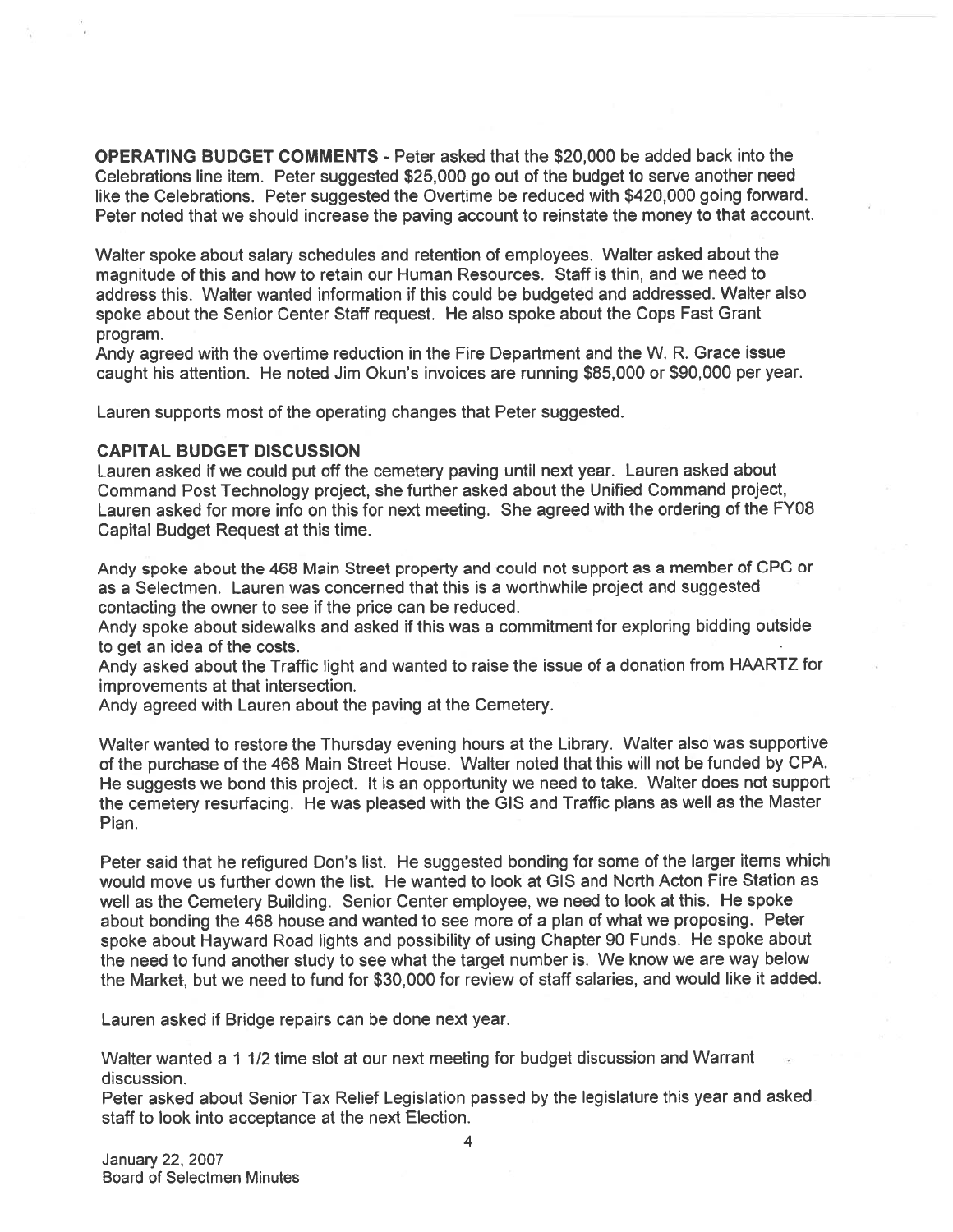**OPERATING BUDGET COMMENTS** - Peter asked that the $20,000 be added back into the Celebrations line item. Peter suggested $25,000 go out of the budget to serve another need like the Celebrations. Peter suggested the Overtime be reduced with $420,000 going forward. Peter noted that we should increase the paving account to reinstate the money to that account.

Walter spoke about salary schedules and retention of employees. Walter asked about the magnitude of this and how to retain our Human Resources. Staff is thin, and we need to address this. Walter wanted information if this could be budgeted and addressed. Walter also spoke about the Senior Center Staff request. He also spoke about the Cops Fast Grant program.

Andy agreed with the overtime reduction in the Fire Department and the W. R. Grace issue caught his attention. He noted Jim Okun's invoices are running $85,000 or $90,000 per year.

Lauren supports most of the operating changes that Peter suggested.

**CAPITAL BUDGET DISCUSSION**

Lauren asked if we could put off the cemetery paving until next year. Lauren asked about Command Post Technology project, she further asked about the Unified Command project, Lauren asked for more info on this for next meeting. She agreed with the ordering of the FY08 Capital Budget Request at this time.

Andy spoke about the 468 Main Street property and could not support as a member of CPC or as a Selectmen. Lauren was concerned that this is a worthwhile project and suggested contacting the owner to see if the price can be reduced.

Andy spoke about sidewalks and asked if this was a commitment for exploring bidding outside to get an idea of the costs.

Andy asked about the Traffic light and wanted to raise the issue of a donation from HAARTZ for improvements at that intersection.

Andy agreed with Lauren about the paving at the Cemetery.

Walter wanted to restore the Thursday evening hours at the Library. Walter also was supportive of the purchase of the 468 Main Street House. Walter noted that this will not be funded by CPA. He suggests we bond this project. It is an opportunity we need to take. Walter does not support the cemetery resurfacing. He was pleased with the GIS and Traffic plans as well as the Master Plan.

Peter said that he refigured Don's list. He suggested bonding for some of the larger items which would move us further down the list. He wanted to look at GIS and North Acton Fire Station as well as the Cemetery Building. Senior Center employee, we need to look at this. He spoke about bonding the 468 house and wanted to see more of a plan of what we proposing. Peter spoke about Hayward Road lights and possibility of using Chapter 90 Funds. He spoke about the need to fund another study to see what the target number is. We know we are way below the Market, but we need to fund for $30,000 for review of staff salaries, and would like it added.

Lauren asked if Bridge repairs can be done next year.

Walter wanted a 1 1/2 time slot at our next meeting for budget discussion and Warrant discussion.

Peter asked about Senior Tax Relief Legislation passed by the legislature this year and asked staff to look into acceptance at the next Election.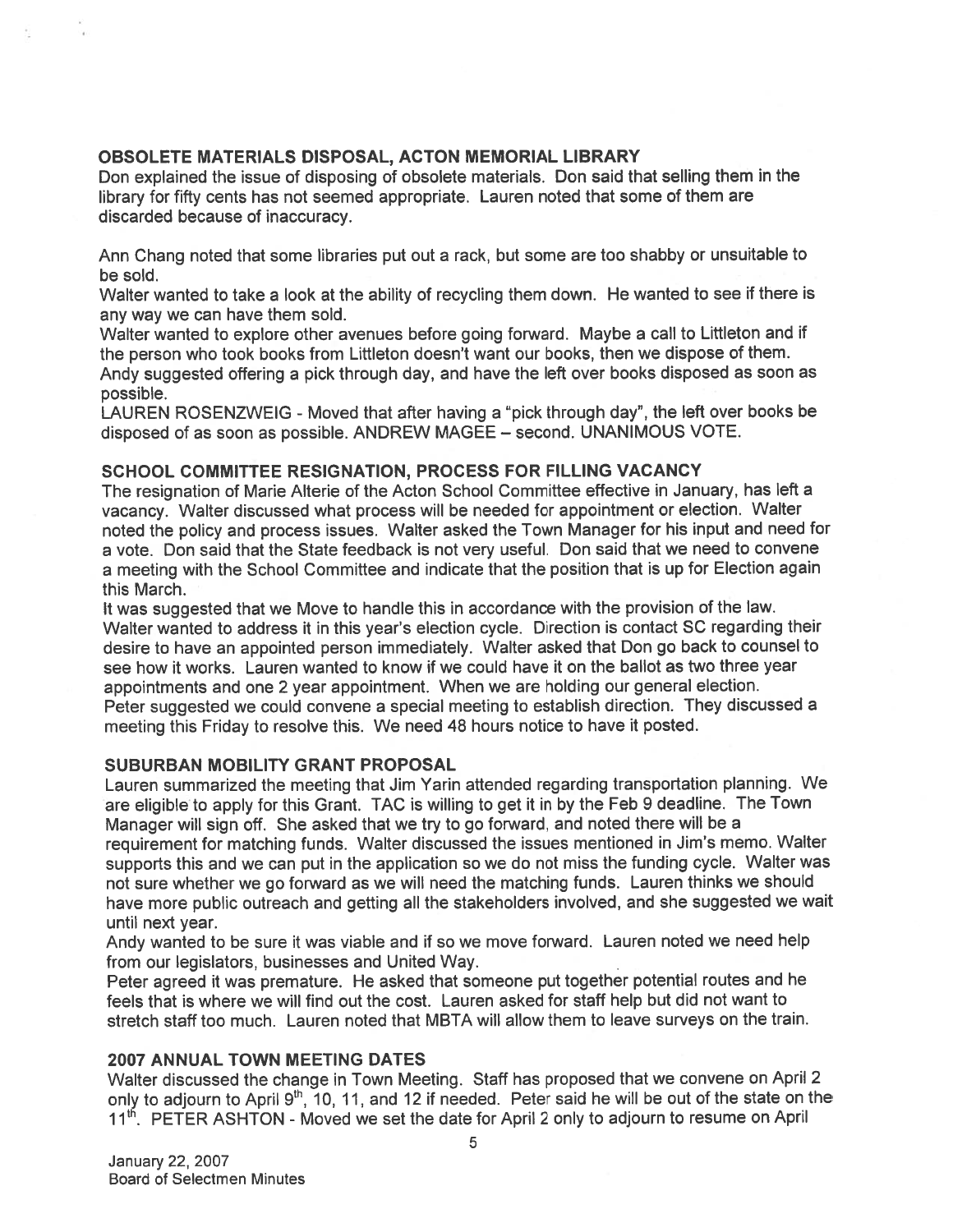## OBSOLETE MATERIALS DISPOSAL, ACTON MEMORIAL LIBRARY

Don explained the issue of disposing of obsolete materials. Don said that selling them in the library for fifty cents has not seemed appropriate. Lauren noted that some of them are discarded because of inaccuracy.

Ann Chang noted that some libraries put out a rack, but some are too shabby or unsuitable to be sold.

Walter wanted to take a look at the ability of recycling them down. He wanted to see if there is any way we can have them sold.

Walter wanted to explore other avenues before going forward. Maybe a call to Littleton and if the person who took books from Littleton doesn't want our books, then we dispose of them.

Andy suggested offering a pick through day, and have the left over books disposed as soon as possible.

LAUREN ROSENZWEIG - Moved that after having a "pick through day", the left over books be disposed of as soon as possible. ANDREW MAGEE – second. UNANIMOUS VOTE.

## SCHOOL COMMITTEE RESIGNATION, PROCESS FOR FILLING VACANCY

The resignation of Marie Alterie of the Acton School Committee effective in January, has left a vacancy. Walter discussed what process will be needed for appointment or election. Walter noted the policy and process issues. Walter asked the Town Manager for his input and need for a vote. Don said that the State feedback is not very useful. Don said that we need to convene a meeting with the School Committee and indicate that the position that is up for Election again this March.

It was suggested that we Move to handle this in accordance with the provision of the law. Walter wanted to address it in this year's election cycle. Direction is contact SC regarding their desire to have an appointed person immediately. Walter asked that Don go back to counsel to see how it works. Lauren wanted to know if we could have it on the ballot as two three year appointments and one 2 year appointment. When we are holding our general election.

Peter suggested we could convene a special meeting to establish direction. They discussed a meeting this Friday to resolve this. We need 48 hours notice to have it posted.

## SUBURBAN MOBILITY GRANT PROPOSAL

Lauren summarized the meeting that Jim Yarin attended regarding transportation planning. We are eligible to apply for this Grant. TAC is willing to get it in by the Feb 9 deadline. The Town Manager will sign off. She asked that we try to go forward, and noted there will be a requirement for matching funds. Walter discussed the issues mentioned in Jim's memo. Walter supports this and we can put in the application so we do not miss the funding cycle. Walter was not sure whether we go forward as we will need the matching funds. Lauren thinks we should have more public outreach and getting all the stakeholders involved, and she suggested we wait until next year.

Andy wanted to be sure it was viable and if so we move forward. Lauren noted we need help from our legislators, businesses and United Way.

Peter agreed it was premature. He asked that someone put together potential routes and he feels that is where we will find out the cost. Lauren asked for staff help but did not want to stretch staff too much. Lauren noted that MBTA will allow them to leave surveys on the train.

## 2007 ANNUAL TOWN MEETING DATES

Walter discussed the change in Town Meeting. Staff has proposed that we convene on April 2 only to adjourn to April 9th, 10, 11, and 12 if needed. Peter said he will be out of the state on the 11th. PETER ASHTON - Moved we set the date for April 2 only to adjourn to resume on April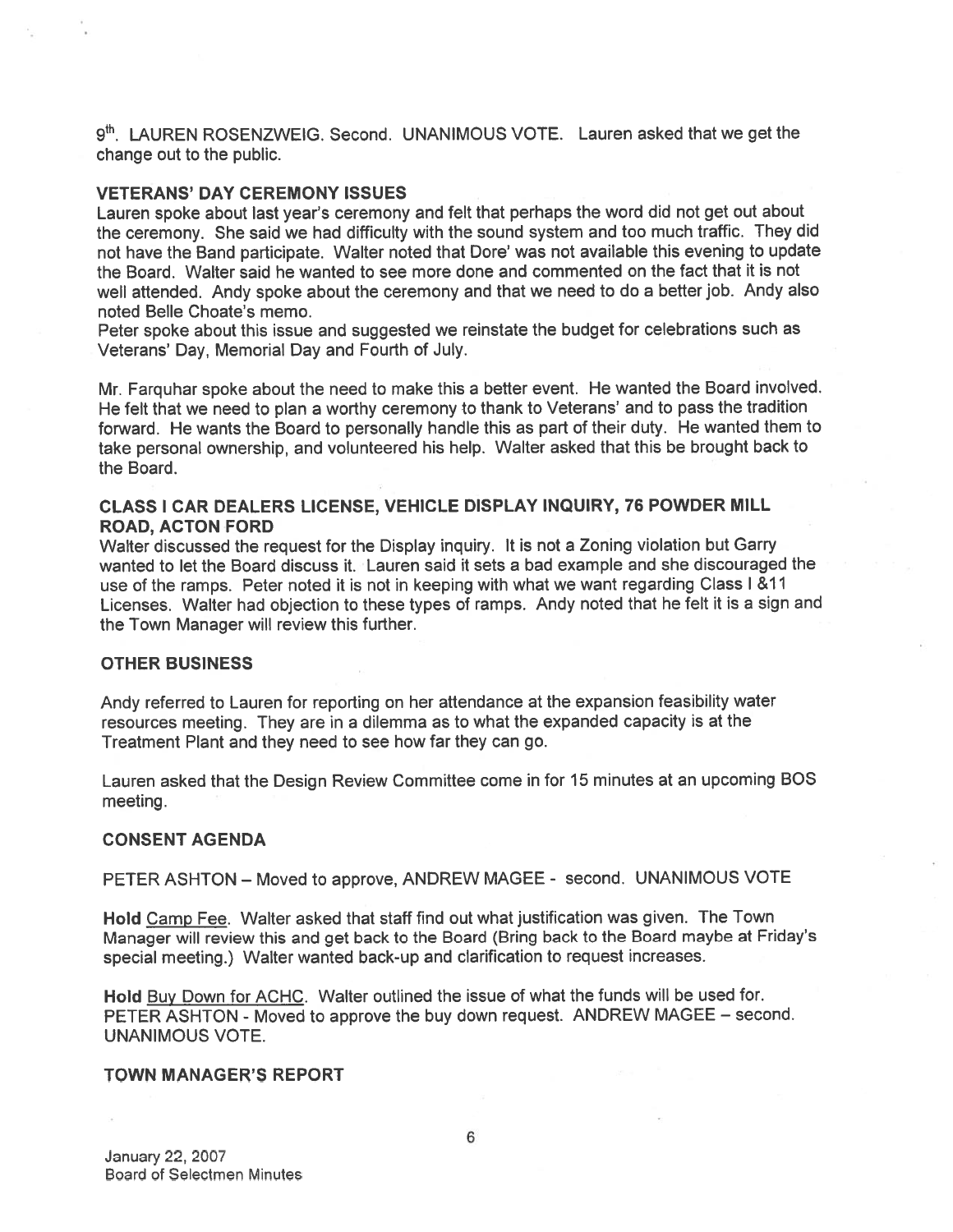9th. LAUREN ROSENZWEIG. Second. UNANIMOUS VOTE. Lauren asked that we get the change out to the public.

**VETERANS' DAY CEREMONY ISSUES**

Lauren spoke about last year's ceremony and felt that perhaps the word did not get out about the ceremony. She said we had difficulty with the sound system and too much traffic. They did not have the Band participate. Walter noted that Dore' was not available this evening to update the Board. Walter said he wanted to see more done and commented on the fact that it is not well attended. Andy spoke about the ceremony and that we need to do a better job. Andy also noted Belle Choate's memo.

Peter spoke about this issue and suggested we reinstate the budget for celebrations such as Veterans' Day, Memorial Day and Fourth of July.

Mr. Farquhar spoke about the need to make this a better event. He wanted the Board involved. He felt that we need to plan a worthy ceremony to thank to Veterans' and to pass the tradition forward. He wants the Board to personally handle this as part of their duty. He wanted them to take personal ownership, and volunteered his help. Walter asked that this be brought back to the Board.

**CLASS I CAR DEALERS LICENSE, VEHICLE DISPLAY INQUIRY, 76 POWDER MILL ROAD, ACTON FORD**

Walter discussed the request for the Display inquiry. It is not a Zoning violation but Garry wanted to let the Board discuss it. Lauren said it sets a bad example and she discouraged the use of the ramps. Peter noted it is not in keeping with what we want regarding Class I &11 Licenses. Walter had objection to these types of ramps. Andy noted that he felt it is a sign and the Town Manager will review this further.

**OTHER BUSINESS**

Andy referred to Lauren for reporting on her attendance at the expansion feasibility water resources meeting. They are in a dilemma as to what the expanded capacity is at the Treatment Plant and they need to see how far they can go.

Lauren asked that the Design Review Committee come in for 15 minutes at an upcoming BOS meeting.

**CONSENT AGENDA**

PETER ASHTON – Moved to approve, ANDREW MAGEE - second. UNANIMOUS VOTE

**Hold** Camp Fee. Walter asked that staff find out what justification was given. The Town Manager will review this and get back to the Board (Bring back to the Board maybe at Friday's special meeting.) Walter wanted back-up and clarification to request increases.

**Hold** Buy Down for ACHC. Walter outlined the issue of what the funds will be used for. PETER ASHTON - Moved to approve the buy down request. ANDREW MAGEE – second. UNANIMOUS VOTE.

**TOWN MANAGER'S REPORT**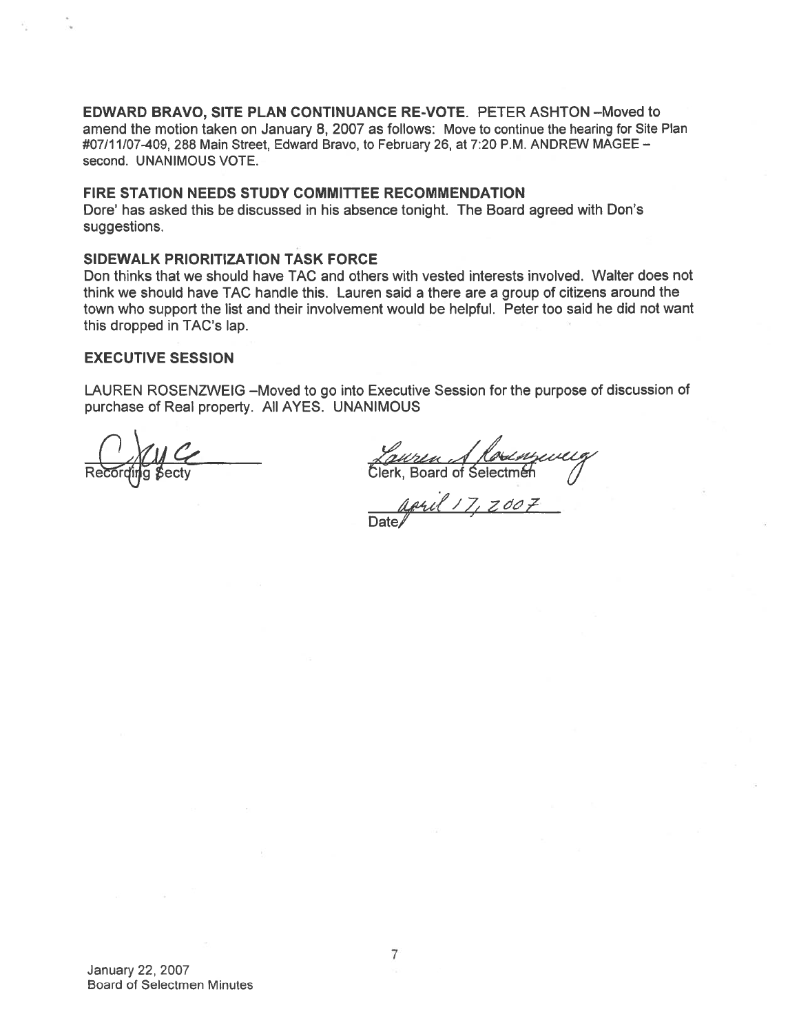**EDWARD BRAVO, SITE PLAN CONTINUANCE RE-VOTE**. PETER ASHTON –Moved to amend the motion taken on January 8, 2007 as follows: Move to continue the hearing for Site Plan #07/11/07-409, 288 Main Street, Edward Bravo, to February 26, at 7:20 P.M. ANDREW MAGEE – second. UNANIMOUS VOTE.

**FIRE STATION NEEDS STUDY COMMITTEE RECOMMENDATION**

Dore' has asked this be discussed in his absence tonight. The Board agreed with Don's suggestions.

**SIDEWALK PRIORITIZATION TASK FORCE**

Don thinks that we should have TAC and others with vested interests involved. Walter does not think we should have TAC handle this. Lauren said a there are a group of citizens around the town who support the list and their involvement would be helpful. Peter too said he did not want this dropped in TAC's lap.

**EXECUTIVE SESSION**

LAUREN ROSENZWEIG –Moved to go into Executive Session for the purpose of discussion of purchase of Real property. All AYES. UNANIMOUS

Recording Secty

Clerk, Board of Selectmen

Date april 17, 2007

January 22, 2007
Board of Selectmen Minutes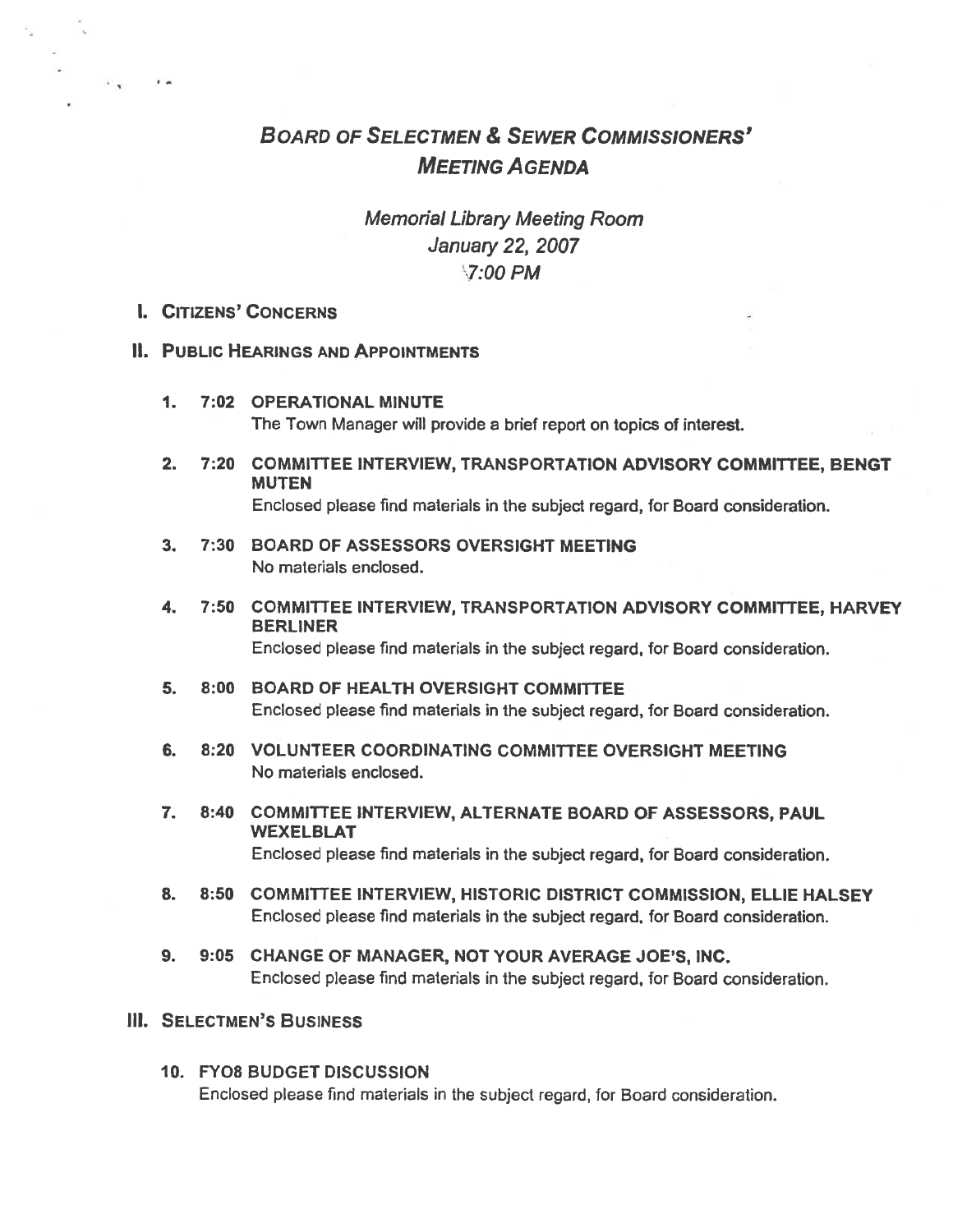# BOARD OF SELECTMEN & SEWER COMMISSIONERS' MEETING AGENDA

*Memorial Library Meeting Room*
*January 22, 2007*
*7:00 PM*

## I. CITIZENS' CONCERNS

## II. PUBLIC HEARINGS AND APPOINTMENTS

1. **7:02 OPERATIONAL MINUTE**
   The Town Manager will provide a brief report on topics of interest.

2. **7:20 COMMITTEE INTERVIEW, TRANSPORTATION ADVISORY COMMITTEE, BENGT MUTEN**
   Enclosed please find materials in the subject regard, for Board consideration.

3. **7:30 BOARD OF ASSESSORS OVERSIGHT MEETING**
   No materials enclosed.

4. **7:50 COMMITTEE INTERVIEW, TRANSPORTATION ADVISORY COMMITTEE, HARVEY BERLINER**
   Enclosed please find materials in the subject regard, for Board consideration.

5. **8:00 BOARD OF HEALTH OVERSIGHT COMMITTEE**
   Enclosed please find materials in the subject regard, for Board consideration.

6. **8:20 VOLUNTEER COORDINATING COMMITTEE OVERSIGHT MEETING**
   No materials enclosed.

7. **8:40 COMMITTEE INTERVIEW, ALTERNATE BOARD OF ASSESSORS, PAUL WEXELBLAT**
   Enclosed please find materials in the subject regard, for Board consideration.

8. **8:50 COMMITTEE INTERVIEW, HISTORIC DISTRICT COMMISSION, ELLIE HALSEY**
   Enclosed please find materials in the subject regard, for Board consideration.

9. **9:05 CHANGE OF MANAGER, NOT YOUR AVERAGE JOE'S, INC.**
   Enclosed please find materials in the subject regard, for Board consideration.

## III. SELECTMEN'S BUSINESS

10. **FY08 BUDGET DISCUSSION**
    Enclosed please find materials in the subject regard, for Board consideration.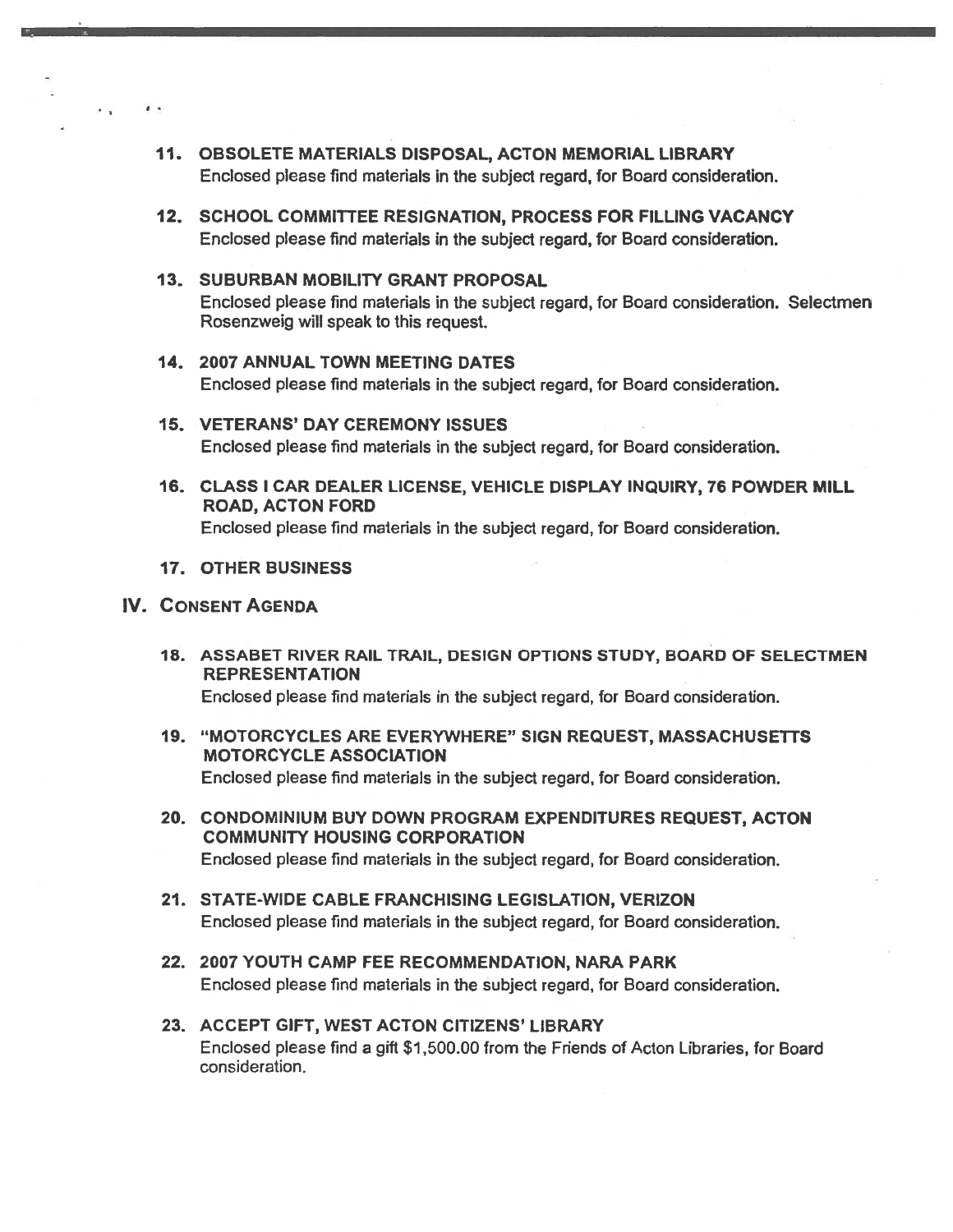11. **OBSOLETE MATERIALS DISPOSAL, ACTON MEMORIAL LIBRARY**
    Enclosed please find materials in the subject regard, for Board consideration.

12. **SCHOOL COMMITTEE RESIGNATION, PROCESS FOR FILLING VACANCY**
    Enclosed please find materials in the subject regard, for Board consideration.

13. **SUBURBAN MOBILITY GRANT PROPOSAL**
    Enclosed please find materials in the subject regard, for Board consideration. Selectmen Rosenzweig will speak to this request.

14. **2007 ANNUAL TOWN MEETING DATES**
    Enclosed please find materials in the subject regard, for Board consideration.

15. **VETERANS' DAY CEREMONY ISSUES**
    Enclosed please find materials in the subject regard, for Board consideration.

16. **CLASS I CAR DEALER LICENSE, VEHICLE DISPLAY INQUIRY, 76 POWDER MILL ROAD, ACTON FORD**
    Enclosed please find materials in the subject regard, for Board consideration.

17. **OTHER BUSINESS**

## IV. CONSENT AGENDA

18. **ASSABET RIVER RAIL TRAIL, DESIGN OPTIONS STUDY, BOARD OF SELECTMEN REPRESENTATION**
    Enclosed please find materials in the subject regard, for Board consideration.

19. **"MOTORCYCLES ARE EVERYWHERE" SIGN REQUEST, MASSACHUSETTS MOTORCYCLE ASSOCIATION**
    Enclosed please find materials in the subject regard, for Board consideration.

20. **CONDOMINIUM BUY DOWN PROGRAM EXPENDITURES REQUEST, ACTON COMMUNITY HOUSING CORPORATION**
    Enclosed please find materials in the subject regard, for Board consideration.

21. **STATE-WIDE CABLE FRANCHISING LEGISLATION, VERIZON**
    Enclosed please find materials in the subject regard, for Board consideration.

22. **2007 YOUTH CAMP FEE RECOMMENDATION, NARA PARK**
    Enclosed please find materials in the subject regard, for Board consideration.

23. **ACCEPT GIFT, WEST ACTON CITIZENS' LIBRARY**
    Enclosed please find a gift $1,500.00 from the Friends of Acton Libraries, for Board consideration.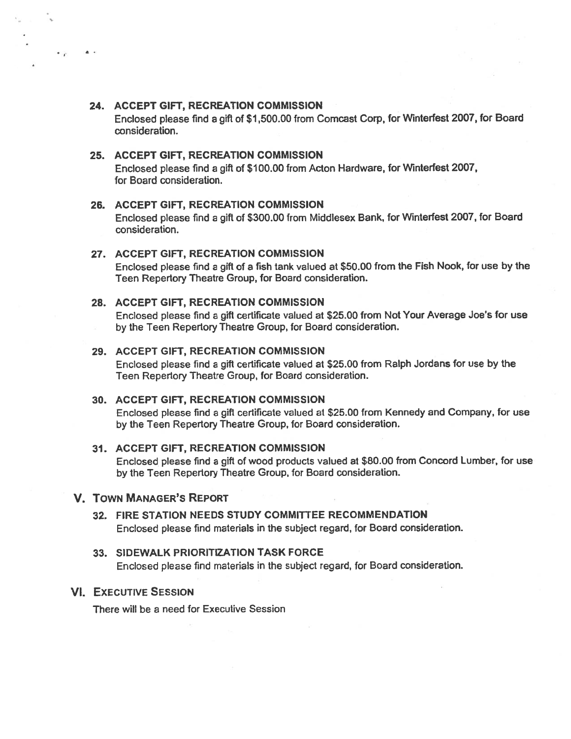**24. ACCEPT GIFT, RECREATION COMMISSION**

Enclosed please find a gift of $1,500.00 from Comcast Corp, for Winterfest 2007, for Board consideration.

**25. ACCEPT GIFT, RECREATION COMMISSION**

Enclosed please find a gift of $100.00 from Acton Hardware, for Winterfest 2007, for Board consideration.

**26. ACCEPT GIFT, RECREATION COMMISSION**

Enclosed please find a gift of $300.00 from Middlesex Bank, for Winterfest 2007, for Board consideration.

**27. ACCEPT GIFT, RECREATION COMMISSION**

Enclosed please find a gift of a fish tank valued at $50.00 from the Fish Nook, for use by the Teen Repertory Theatre Group, for Board consideration.

**28. ACCEPT GIFT, RECREATION COMMISSION**

Enclosed please find a gift certificate valued at $25.00 from Not Your Average Joe's for use by the Teen Repertory Theatre Group, for Board consideration.

**29. ACCEPT GIFT, RECREATION COMMISSION**

Enclosed please find a gift certificate valued at $25.00 from Ralph Jordans for use by the Teen Repertory Theatre Group, for Board consideration.

**30. ACCEPT GIFT, RECREATION COMMISSION**

Enclosed please find a gift certificate valued at $25.00 from Kennedy and Company, for use by the Teen Repertory Theatre Group, for Board consideration.

**31. ACCEPT GIFT, RECREATION COMMISSION**

Enclosed please find a gift of wood products valued at $80.00 from Concord Lumber, for use by the Teen Repertory Theatre Group, for Board consideration.

## V. TOWN MANAGER'S REPORT

**32. FIRE STATION NEEDS STUDY COMMITTEE RECOMMENDATION**

Enclosed please find materials in the subject regard, for Board consideration.

**33. SIDEWALK PRIORITIZATION TASK FORCE**

Enclosed please find materials in the subject regard, for Board consideration.

## VI. EXECUTIVE SESSION

There will be a need for Executive Session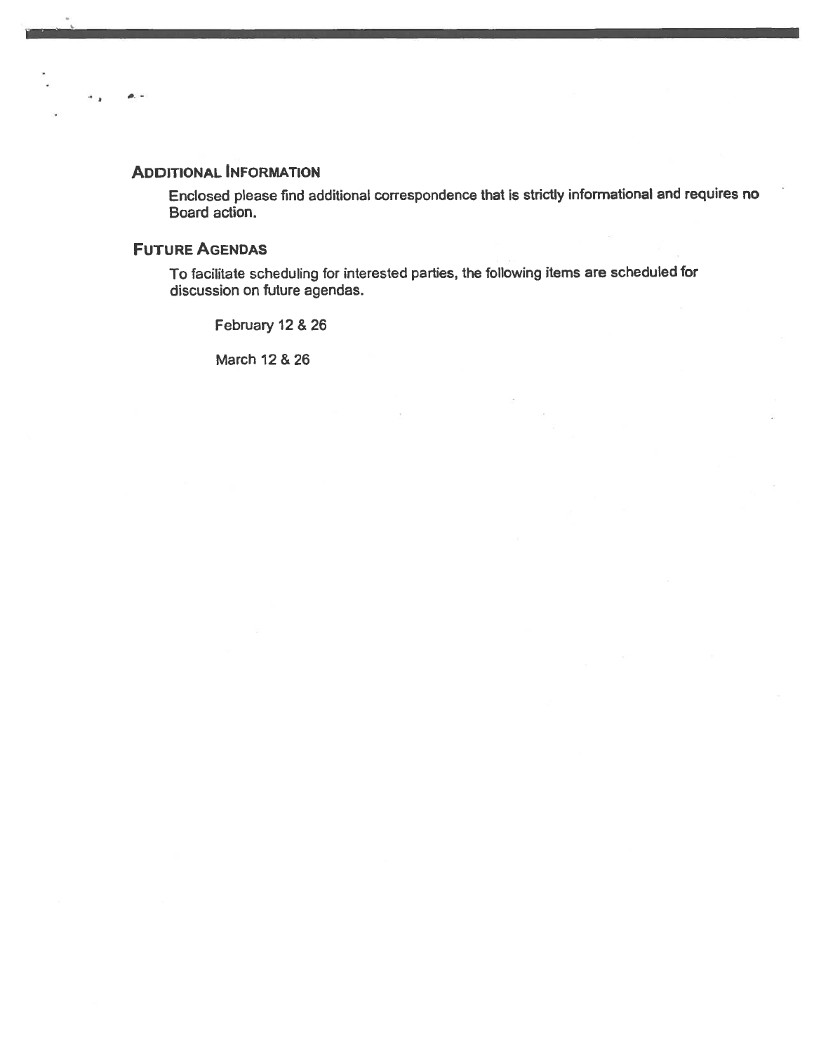## Additional Information

Enclosed please find additional correspondence that is strictly informational and requires no Board action.

## Future Agendas

To facilitate scheduling for interested parties, the following items are scheduled for discussion on future agendas.

February 12 & 26

March 12 & 26